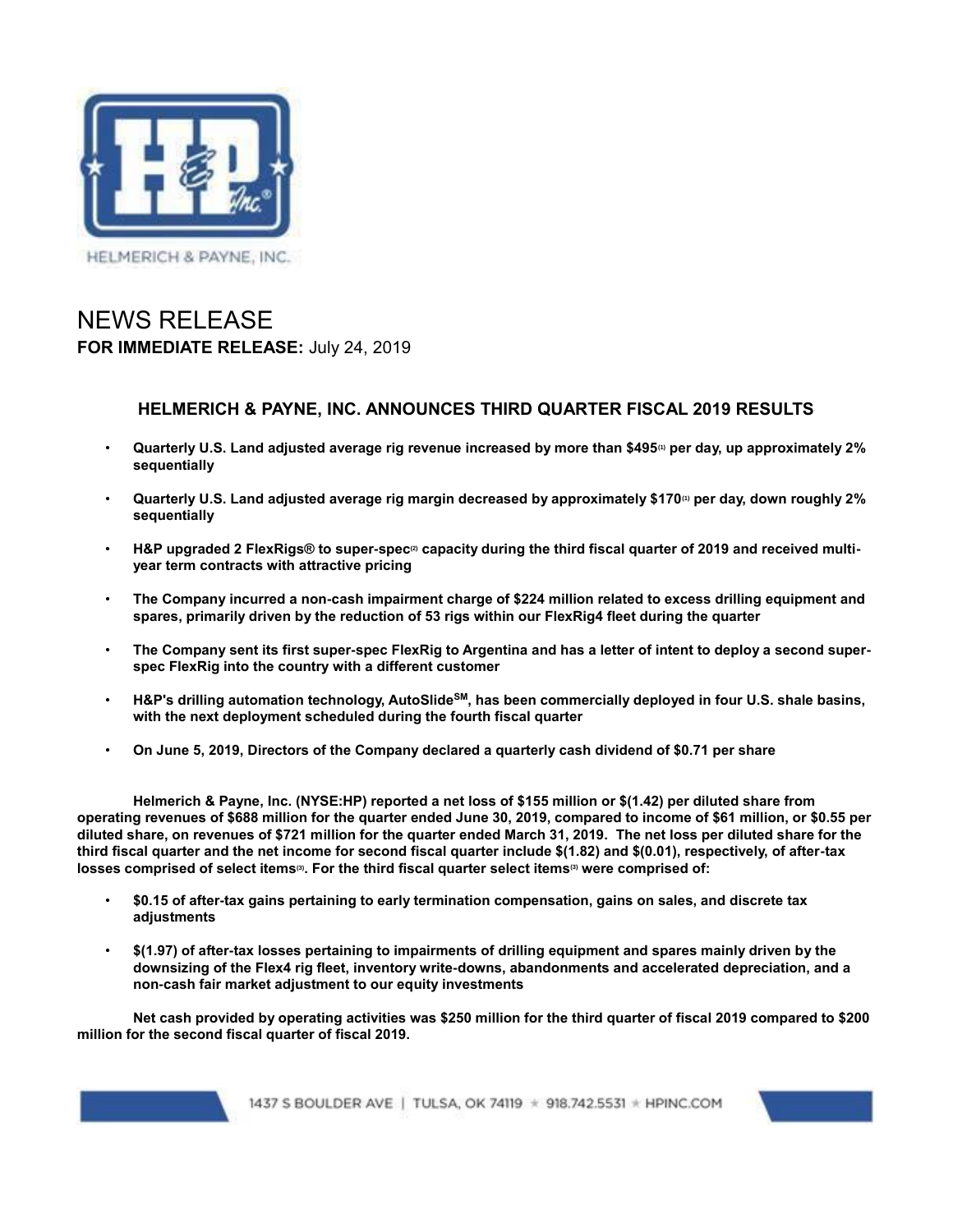HELMERICH & PAYNE, INC.

# NEWS RELEASE

**FOR IMMEDIATE RELEASE:** July 24, 2019

## HELMERICH & PAYNE, INC. ANNOUNCES THIRD QUARTER FISCAL 2019 RESULTS

- **Quarterly U.S. Land adjusted average rig revenue increased by more than $495[1] per day, up approximately 2% sequentially**
- **Quarterly U.S. Land adjusted average rig margin decreased by approximately $170[1] per day, down roughly 2% sequentially**
- **H&P upgraded 2 FlexRigs® to super-spec[2] capacity during the third fiscal quarter of 2019 and received multi-year term contracts with attractive pricing**
- **The Company incurred a non-cash impairment charge of $224 million related to excess drilling equipment and spares, primarily driven by the reduction of 53 rigs within our FlexRig4 fleet during the quarter**
- **The Company sent its first super-spec FlexRig to Argentina and has a letter of intent to deploy a second super-spec FlexRig into the country with a different customer**
- **H&P's drilling automation technology, AutoSlide[SM], has been commercially deployed in four U.S. shale basins, with the next deployment scheduled during the fourth fiscal quarter**
- **On June 5, 2019, Directors of the Company declared a quarterly cash dividend of $0.71 per share**

**Helmerich & Payne, Inc. (NYSE:HP) reported a net loss of $155 million or $(1.42) per diluted share from operating revenues of $688 million for the quarter ended June 30, 2019, compared to income of $61 million, or $0.55 per diluted share, on revenues of $721 million for the quarter ended March 31, 2019. The net loss per diluted share for the third fiscal quarter and the net income for second fiscal quarter include $(1.82) and $(0.01), respectively, of after-tax losses comprised of select items[3]. For the third fiscal quarter select items[3] were comprised of:**

- **$0.15 of after-tax gains pertaining to early termination compensation, gains on sales, and discrete tax adjustments**
- **$(1.97) of after-tax losses pertaining to impairments of drilling equipment and spares mainly driven by the downsizing of the Flex4 rig fleet, inventory write-downs, abandonments and accelerated depreciation, and a non-cash fair market adjustment to our equity investments**

**Net cash provided by operating activities was $250 million for the third quarter of fiscal 2019 compared to $200 million for the second fiscal quarter of fiscal 2019.**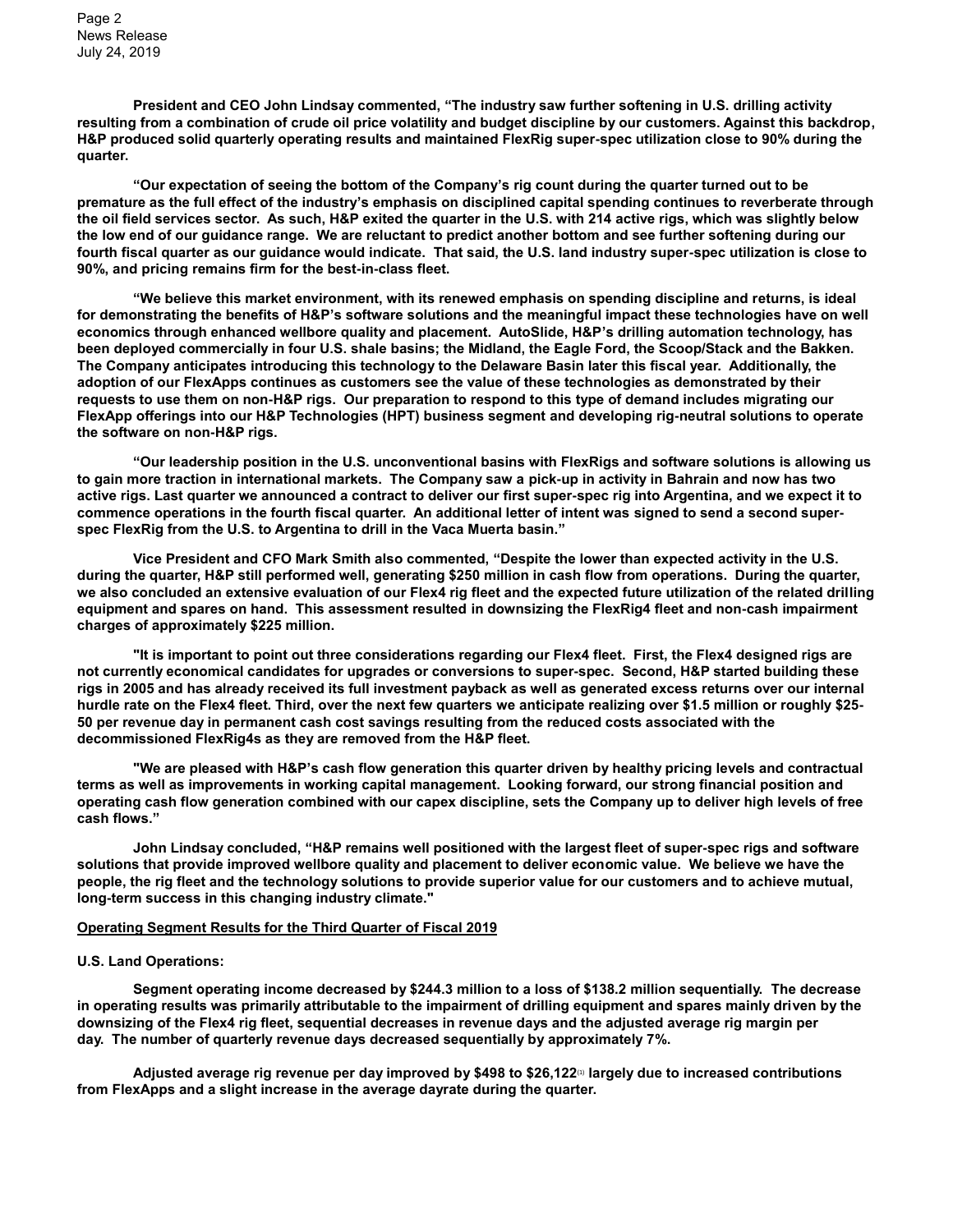**President and CEO John Lindsay commented, "The industry saw further softening in U.S. drilling activity resulting from a combination of crude oil price volatility and budget discipline by our customers. Against this backdrop, H&P produced solid quarterly operating results and maintained FlexRig super-spec utilization close to 90% during the quarter.**

**"Our expectation of seeing the bottom of the Company's rig count during the quarter turned out to be premature as the full effect of the industry's emphasis on disciplined capital spending continues to reverberate through the oil field services sector. As such, H&P exited the quarter in the U.S. with 214 active rigs, which was slightly below the low end of our guidance range. We are reluctant to predict another bottom and see further softening during our fourth fiscal quarter as our guidance would indicate. That said, the U.S. land industry super-spec utilization is close to 90%, and pricing remains firm for the best-in-class fleet.**

**"We believe this market environment, with its renewed emphasis on spending discipline and returns, is ideal for demonstrating the benefits of H&P's software solutions and the meaningful impact these technologies have on well economics through enhanced wellbore quality and placement. AutoSlide, H&P's drilling automation technology, has been deployed commercially in four U.S. shale basins; the Midland, the Eagle Ford, the Scoop/Stack and the Bakken. The Company anticipates introducing this technology to the Delaware Basin later this fiscal year. Additionally, the adoption of our FlexApps continues as customers see the value of these technologies as demonstrated by their requests to use them on non-H&P rigs. Our preparation to respond to this type of demand includes migrating our FlexApp offerings into our H&P Technologies (HPT) business segment and developing rig-neutral solutions to operate the software on non-H&P rigs.**

**"Our leadership position in the U.S. unconventional basins with FlexRigs and software solutions is allowing us to gain more traction in international markets. The Company saw a pick-up in activity in Bahrain and now has two active rigs. Last quarter we announced a contract to deliver our first super-spec rig into Argentina, and we expect it to commence operations in the fourth fiscal quarter. An additional letter of intent was signed to send a second super-spec FlexRig from the U.S. to Argentina to drill in the Vaca Muerta basin."**

**Vice President and CFO Mark Smith also commented, "Despite the lower than expected activity in the U.S. during the quarter, H&P still performed well, generating $250 million in cash flow from operations. During the quarter, we also concluded an extensive evaluation of our Flex4 rig fleet and the expected future utilization of the related drilling equipment and spares on hand. This assessment resulted in downsizing the FlexRig4 fleet and non-cash impairment charges of approximately $225 million.**

**"It is important to point out three considerations regarding our Flex4 fleet. First, the Flex4 designed rigs are not currently economical candidates for upgrades or conversions to super-spec. Second, H&P started building these rigs in 2005 and has already received its full investment payback as well as generated excess returns over our internal hurdle rate on the Flex4 fleet. Third, over the next few quarters we anticipate realizing over $1.5 million or roughly $25-50 per revenue day in permanent cash cost savings resulting from the reduced costs associated with the decommissioned FlexRig4s as they are removed from the H&P fleet.**

**"We are pleased with H&P's cash flow generation this quarter driven by healthy pricing levels and contractual terms as well as improvements in working capital management. Looking forward, our strong financial position and operating cash flow generation combined with our capex discipline, sets the Company up to deliver high levels of free cash flows."**

**John Lindsay concluded, "H&P remains well positioned with the largest fleet of super-spec rigs and software solutions that provide improved wellbore quality and placement to deliver economic value. We believe we have the people, the rig fleet and the technology solutions to provide superior value for our customers and to achieve mutual, long-term success in this changing industry climate."**

## Operating Segment Results for the Third Quarter of Fiscal 2019

### U.S. Land Operations:

**Segment operating income decreased by $244.3 million to a loss of $138.2 million sequentially. The decrease in operating results was primarily attributable to the impairment of drilling equipment and spares mainly driven by the downsizing of the Flex4 rig fleet, sequential decreases in revenue days and the adjusted average rig margin per day. The number of quarterly revenue days decreased sequentially by approximately 7%.**

**Adjusted average rig revenue per day improved by $498 to $26,122[1] largely due to increased contributions from FlexApps and a slight increase in the average dayrate during the quarter.**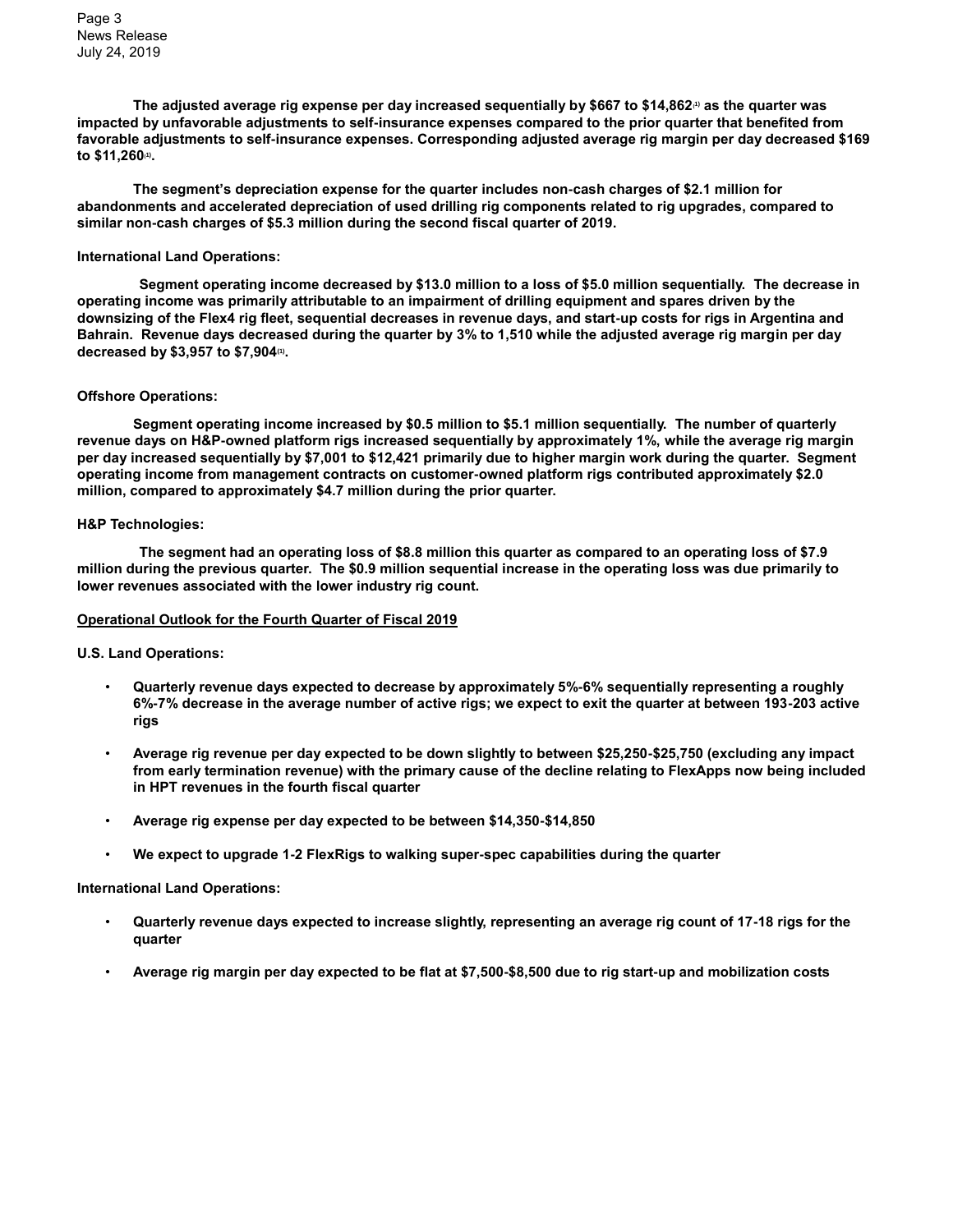**The adjusted average rig expense per day increased sequentially by $667 to $14,862[1] as the quarter was impacted by unfavorable adjustments to self-insurance expenses compared to the prior quarter that benefited from favorable adjustments to self-insurance expenses. Corresponding adjusted average rig margin per day decreased $169 to $11,260[1].**

**The segment's depreciation expense for the quarter includes non-cash charges of $2.1 million for abandonments and accelerated depreciation of used drilling rig components related to rig upgrades, compared to similar non-cash charges of $5.3 million during the second fiscal quarter of 2019.**

**International Land Operations:**

**Segment operating income decreased by $13.0 million to a loss of $5.0 million sequentially. The decrease in operating income was primarily attributable to an impairment of drilling equipment and spares driven by the downsizing of the Flex4 rig fleet, sequential decreases in revenue days, and start-up costs for rigs in Argentina and Bahrain. Revenue days decreased during the quarter by 3% to 1,510 while the adjusted average rig margin per day decreased by $3,957 to $7,904[1].**

**Offshore Operations:**

**Segment operating income increased by $0.5 million to $5.1 million sequentially. The number of quarterly revenue days on H&P-owned platform rigs increased sequentially by approximately 1%, while the average rig margin per day increased sequentially by $7,001 to $12,421 primarily due to higher margin work during the quarter. Segment operating income from management contracts on customer-owned platform rigs contributed approximately $2.0 million, compared to approximately $4.7 million during the prior quarter.**

**H&P Technologies:**

**The segment had an operating loss of $8.8 million this quarter as compared to an operating loss of $7.9 million during the previous quarter. The $0.9 million sequential increase in the operating loss was due primarily to lower revenues associated with the lower industry rig count.**

## Operational Outlook for the Fourth Quarter of Fiscal 2019

**U.S. Land Operations:**

- **Quarterly revenue days expected to decrease by approximately 5%-6% sequentially representing a roughly 6%-7% decrease in the average number of active rigs; we expect to exit the quarter at between 193-203 active rigs**
- **Average rig revenue per day expected to be down slightly to between $25,250-$25,750 (excluding any impact from early termination revenue) with the primary cause of the decline relating to FlexApps now being included in HPT revenues in the fourth fiscal quarter**
- **Average rig expense per day expected to be between $14,350-$14,850**
- **We expect to upgrade 1-2 FlexRigs to walking super-spec capabilities during the quarter**

**International Land Operations:**

- **Quarterly revenue days expected to increase slightly, representing an average rig count of 17-18 rigs for the quarter**
- **Average rig margin per day expected to be flat at $7,500-$8,500 due to rig start-up and mobilization costs**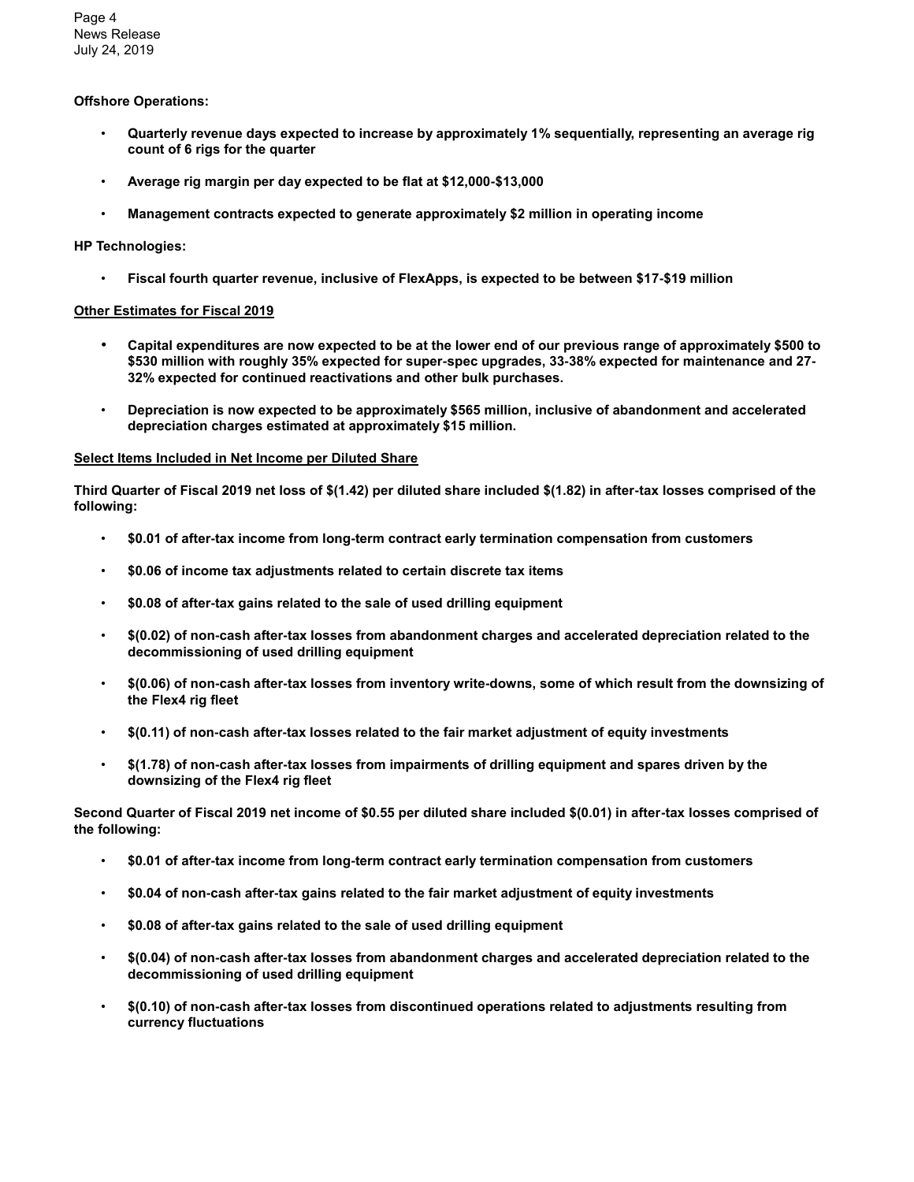**Offshore Operations:**

- **Quarterly revenue days expected to increase by approximately 1% sequentially, representing an average rig count of 6 rigs for the quarter**
- **Average rig margin per day expected to be flat at $12,000-$13,000**
- **Management contracts expected to generate approximately $2 million in operating income**

**HP Technologies:**

- **Fiscal fourth quarter revenue, inclusive of FlexApps, is expected to be between $17-$19 million**

**Other Estimates for Fiscal 2019**

- **Capital expenditures are now expected to be at the lower end of our previous range of approximately $500 to $530 million with roughly 35% expected for super-spec upgrades, 33-38% expected for maintenance and 27-32% expected for continued reactivations and other bulk purchases.**
- **Depreciation is now expected to be approximately $565 million, inclusive of abandonment and accelerated depreciation charges estimated at approximately $15 million.**

**Select Items Included in Net Income per Diluted Share**

**Third Quarter of Fiscal 2019 net loss of $(1.42) per diluted share included $(1.82) in after-tax losses comprised of the following:**

- **$0.01 of after-tax income from long-term contract early termination compensation from customers**
- **$0.06 of income tax adjustments related to certain discrete tax items**
- **$0.08 of after-tax gains related to the sale of used drilling equipment**
- **$(0.02) of non-cash after-tax losses from abandonment charges and accelerated depreciation related to the decommissioning of used drilling equipment**
- **$(0.06) of non-cash after-tax losses from inventory write-downs, some of which result from the downsizing of the Flex4 rig fleet**
- **$(0.11) of non-cash after-tax losses related to the fair market adjustment of equity investments**
- **$(1.78) of non-cash after-tax losses from impairments of drilling equipment and spares driven by the downsizing of the Flex4 rig fleet**

**Second Quarter of Fiscal 2019 net income of $0.55 per diluted share included $(0.01) in after-tax losses comprised of the following:**

- **$0.01 of after-tax income from long-term contract early termination compensation from customers**
- **$0.04 of non-cash after-tax gains related to the fair market adjustment of equity investments**
- **$0.08 of after-tax gains related to the sale of used drilling equipment**
- **$(0.04) of non-cash after-tax losses from abandonment charges and accelerated depreciation related to the decommissioning of used drilling equipment**
- **$(0.10) of non-cash after-tax losses from discontinued operations related to adjustments resulting from currency fluctuations**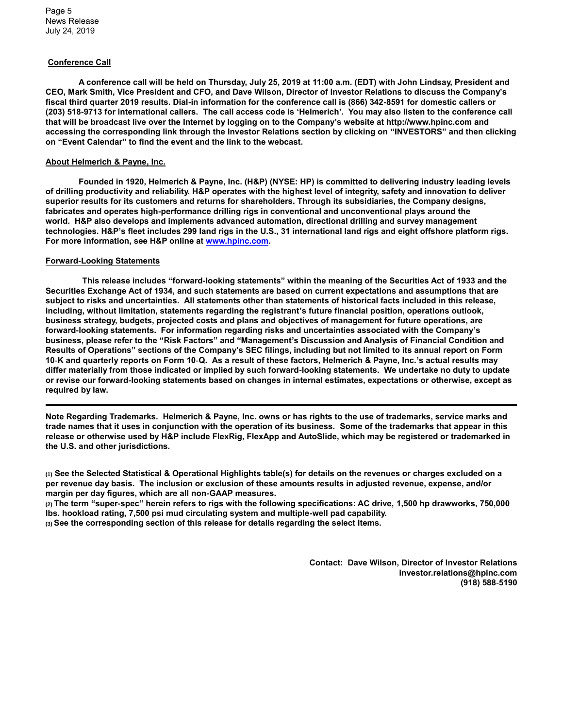## Conference Call

**A conference call will be held on Thursday, July 25, 2019 at 11:00 a.m. (EDT) with John Lindsay, President and CEO, Mark Smith, Vice President and CFO, and Dave Wilson, Director of Investor Relations to discuss the Company's fiscal third quarter 2019 results. Dial-in information for the conference call is (866) 342-8591 for domestic callers or (203) 518-9713 for international callers. The call access code is 'Helmerich'. You may also listen to the conference call that will be broadcast live over the Internet by logging on to the Company's website at http://www.hpinc.com and accessing the corresponding link through the Investor Relations section by clicking on "INVESTORS" and then clicking on "Event Calendar" to find the event and the link to the webcast.**

## About Helmerich & Payne, Inc.

**Founded in 1920, Helmerich & Payne, Inc. (H&P) (NYSE: HP) is committed to delivering industry leading levels of drilling productivity and reliability. H&P operates with the highest level of integrity, safety and innovation to deliver superior results for its customers and returns for shareholders. Through its subsidiaries, the Company designs, fabricates and operates high-performance drilling rigs in conventional and unconventional plays around the world. H&P also develops and implements advanced automation, directional drilling and survey management technologies. H&P's fleet includes 299 land rigs in the U.S., 31 international land rigs and eight offshore platform rigs. For more information, see H&P online at [www.hpinc.com](www.hpinc.com).**

## Forward-Looking Statements

**This release includes "forward-looking statements" within the meaning of the Securities Act of 1933 and the Securities Exchange Act of 1934, and such statements are based on current expectations and assumptions that are subject to risks and uncertainties. All statements other than statements of historical facts included in this release, including, without limitation, statements regarding the registrant's future financial position, operations outlook, business strategy, budgets, projected costs and plans and objectives of management for future operations, are forward-looking statements. For information regarding risks and uncertainties associated with the Company's business, please refer to the "Risk Factors" and "Management's Discussion and Analysis of Financial Condition and Results of Operations" sections of the Company's SEC filings, including but not limited to its annual report on Form 10-K and quarterly reports on Form 10-Q. As a result of these factors, Helmerich & Payne, Inc.'s actual results may differ materially from those indicated or implied by such forward-looking statements. We undertake no duty to update or revise our forward-looking statements based on changes in internal estimates, expectations or otherwise, except as required by law.**

---

**Note Regarding Trademarks. Helmerich & Payne, Inc. owns or has rights to the use of trademarks, service marks and trade names that it uses in conjunction with the operation of its business. Some of the trademarks that appear in this release or otherwise used by H&P include FlexRig, FlexApp and AutoSlide, which may be registered or trademarked in the U.S. and other jurisdictions.**

**(1) See the Selected Statistical & Operational Highlights table(s) for details on the revenues or charges excluded on a per revenue day basis. The inclusion or exclusion of these amounts results in adjusted revenue, expense, and/or margin per day figures, which are all non-GAAP measures.**
**(2) The term "super-spec" herein refers to rigs with the following specifications: AC drive, 1,500 hp drawworks, 750,000 lbs. hookload rating, 7,500 psi mud circulating system and multiple-well pad capability.**
**(3) See the corresponding section of this release for details regarding the select items.**

**Contact: Dave Wilson, Director of Investor Relations**
**investor.relations@hpinc.com**
**(918) 588-5190**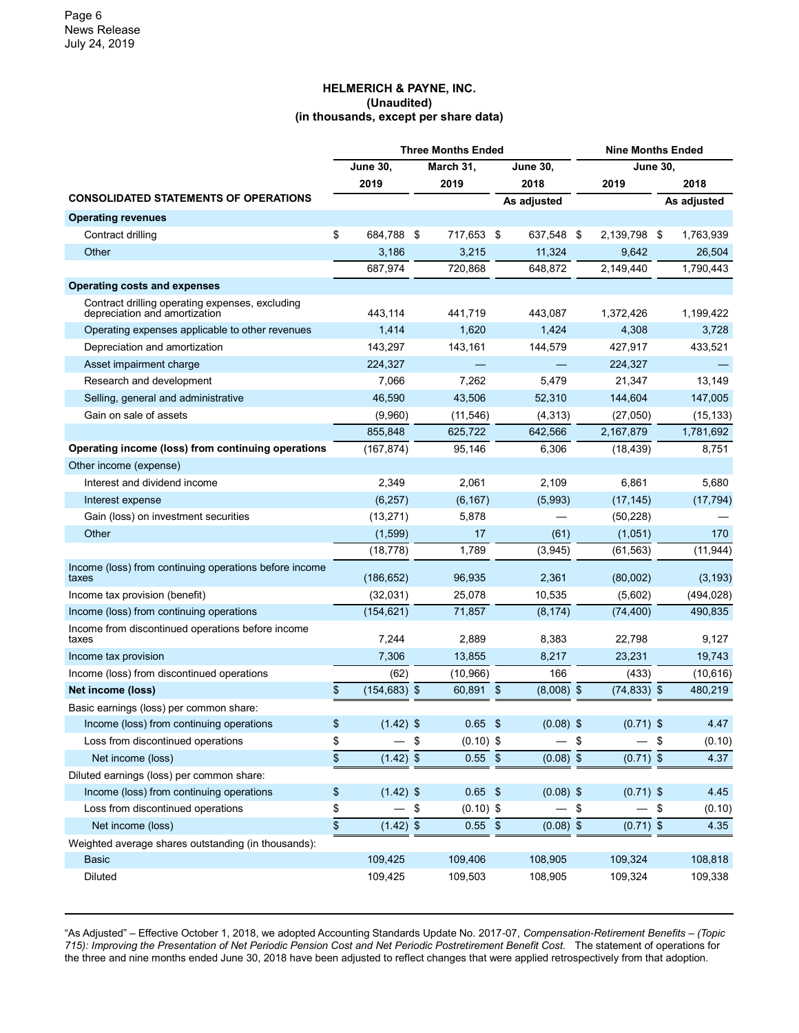**HELMERICH & PAYNE, INC.**
**(Unaudited)**
**(in thousands, except per share data)**

| | Three Months Ended | | | Nine Months Ended | |
|---|---|---|---|---|---|
| | June 30, 2019 | March 31, 2019 | June 30, 2018 | June 30, 2019 | June 30, 2018 |
| **CONSOLIDATED STATEMENTS OF OPERATIONS** | | | As adjusted | | As adjusted |
| **Operating revenues** | | | | | |
| Contract drilling | $ 684,788 | $ 717,653 | $ 637,548 | $ 2,139,798 | $ 1,763,939 |
| Other | 3,186 | 3,215 | 11,324 | 9,642 | 26,504 |
| | 687,974 | 720,868 | 648,872 | 2,149,440 | 1,790,443 |
| **Operating costs and expenses** | | | | | |
| Contract drilling operating expenses, excluding depreciation and amortization | 443,114 | 441,719 | 443,087 | 1,372,426 | 1,199,422 |
| Operating expenses applicable to other revenues | 1,414 | 1,620 | 1,424 | 4,308 | 3,728 |
| Depreciation and amortization | 143,297 | 143,161 | 144,579 | 427,917 | 433,521 |
| Asset impairment charge | 224,327 | — | — | 224,327 | — |
| Research and development | 7,066 | 7,262 | 5,479 | 21,347 | 13,149 |
| Selling, general and administrative | 46,590 | 43,506 | 52,310 | 144,604 | 147,005 |
| Gain on sale of assets | (9,960) | (11,546) | (4,313) | (27,050) | (15,133) |
| | 855,848 | 625,722 | 642,566 | 2,167,879 | 1,781,692 |
| **Operating income (loss) from continuing operations** | (167,874) | 95,146 | 6,306 | (18,439) | 8,751 |
| Other income (expense) | | | | | |
| Interest and dividend income | 2,349 | 2,061 | 2,109 | 6,861 | 5,680 |
| Interest expense | (6,257) | (6,167) | (5,993) | (17,145) | (17,794) |
| Gain (loss) on investment securities | (13,271) | 5,878 | — | (50,228) | — |
| Other | (1,599) | 17 | (61) | (1,051) | 170 |
| | (18,778) | 1,789 | (3,945) | (61,563) | (11,944) |
| Income (loss) from continuing operations before income taxes | (186,652) | 96,935 | 2,361 | (80,002) | (3,193) |
| Income tax provision (benefit) | (32,031) | 25,078 | 10,535 | (5,602) | (494,028) |
| Income (loss) from continuing operations | (154,621) | 71,857 | (8,174) | (74,400) | 490,835 |
| Income from discontinued operations before income taxes | 7,244 | 2,889 | 8,383 | 22,798 | 9,127 |
| Income tax provision | 7,306 | 13,855 | 8,217 | 23,231 | 19,743 |
| Income (loss) from discontinued operations | (62) | (10,966) | 166 | (433) | (10,616) |
| **Net income (loss)** | $ (154,683) | $ 60,891 | $ (8,008) | $ (74,833) | $ 480,219 |
| Basic earnings (loss) per common share: | | | | | |
| Income (loss) from continuing operations | $ (1.42) | $ 0.65 | $ (0.08) | $ (0.71) | $ 4.47 |
| Loss from discontinued operations | $ — | $ (0.10) | $ — | $ — | $ (0.10) |
| Net income (loss) | $ (1.42) | $ 0.55 | $ (0.08) | $ (0.71) | $ 4.37 |
| Diluted earnings (loss) per common share: | | | | | |
| Income (loss) from continuing operations | $ (1.42) | $ 0.65 | $ (0.08) | $ (0.71) | $ 4.45 |
| Loss from discontinued operations | $ — | $ (0.10) | $ — | $ — | $ (0.10) |
| Net income (loss) | $ (1.42) | $ 0.55 | $ (0.08) | $ (0.71) | $ 4.35 |
| Weighted average shares outstanding (in thousands): | | | | | |
| Basic | 109,425 | 109,406 | 108,905 | 109,324 | 108,818 |
| Diluted | 109,425 | 109,503 | 108,905 | 109,324 | 109,338 |

"As Adjusted" – Effective October 1, 2018, we adopted Accounting Standards Update No. 2017-07, *Compensation-Retirement Benefits – (Topic 715): Improving the Presentation of Net Periodic Pension Cost and Net Periodic Postretirement Benefit Cost.* The statement of operations for the three and nine months ended June 30, 2018 have been adjusted to reflect changes that were applied retrospectively from that adoption.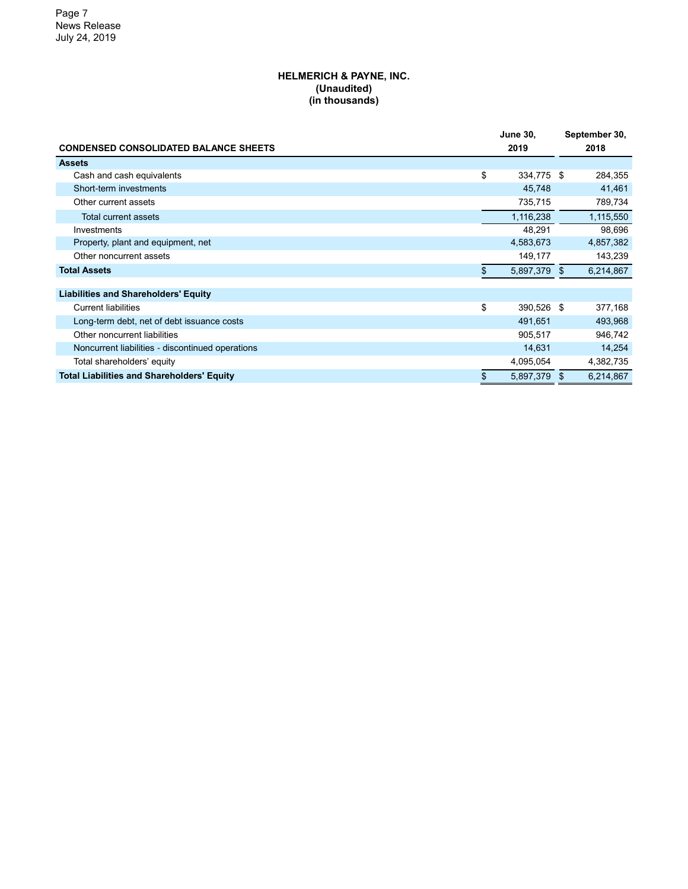**HELMERICH & PAYNE, INC.**
**(Unaudited)**
**(in thousands)**

| CONDENSED CONSOLIDATED BALANCE SHEETS | June 30, 2019 | September 30, 2018 |
|---|---|---|
| **Assets** | | |
| Cash and cash equivalents | $ 334,775 | $ 284,355 |
| Short-term investments | 45,748 | 41,461 |
| Other current assets | 735,715 | 789,734 |
| Total current assets | 1,116,238 | 1,115,550 |
| Investments | 48,291 | 98,696 |
| Property, plant and equipment, net | 4,583,673 | 4,857,382 |
| Other noncurrent assets | 149,177 | 143,239 |
| **Total Assets** | $ 5,897,379 | $ 6,214,867 |
| | | |
| **Liabilities and Shareholders' Equity** | | |
| Current liabilities | $ 390,526 | $ 377,168 |
| Long-term debt, net of debt issuance costs | 491,651 | 493,968 |
| Other noncurrent liabilities | 905,517 | 946,742 |
| Noncurrent liabilities - discontinued operations | 14,631 | 14,254 |
| Total shareholders' equity | 4,095,054 | 4,382,735 |
| **Total Liabilities and Shareholders' Equity** | $ 5,897,379 | $ 6,214,867 |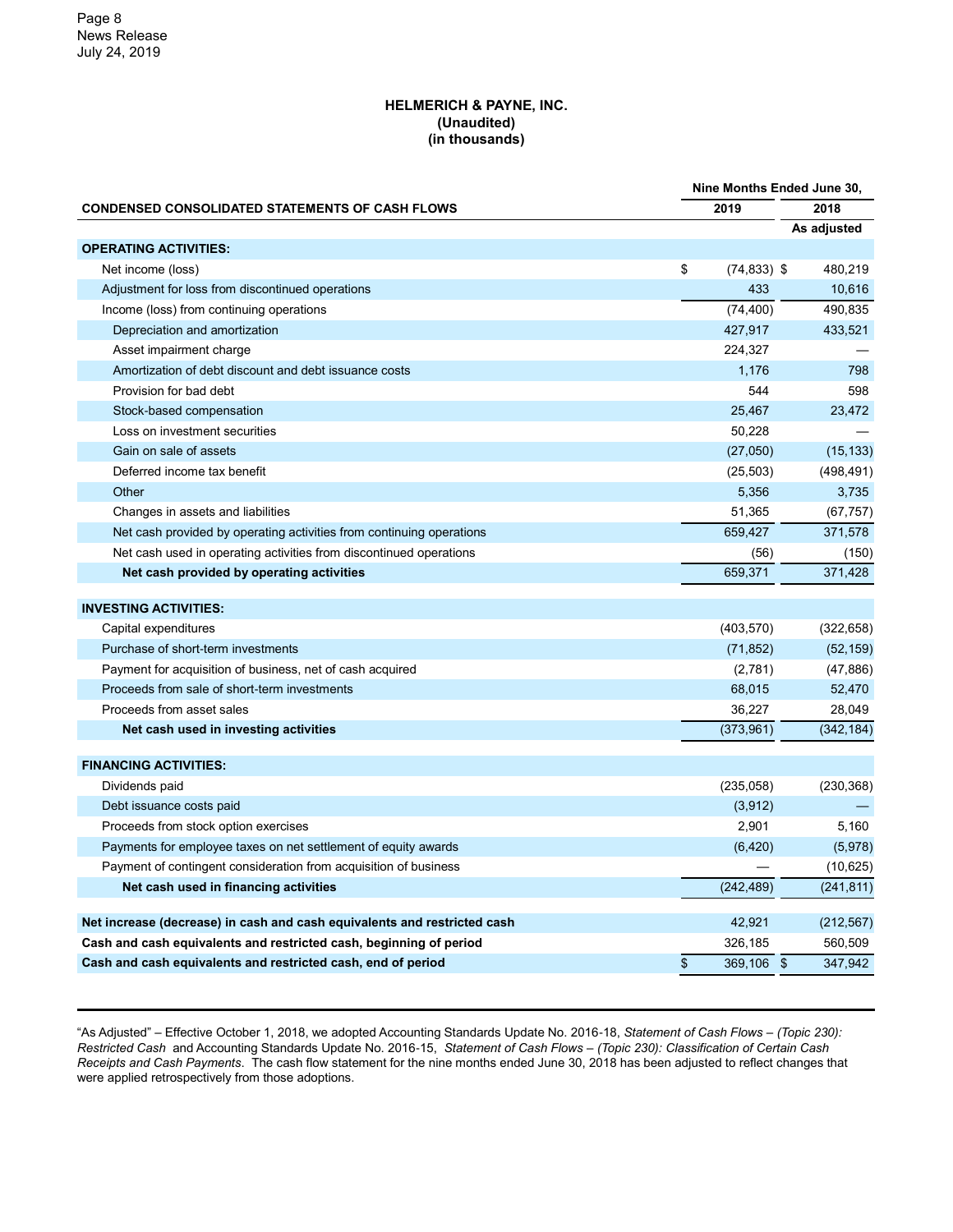Page 8
News Release
July 24, 2019

**HELMERICH & PAYNE, INC.**
**(Unaudited)**
**(in thousands)**

| CONDENSED CONSOLIDATED STATEMENTS OF CASH FLOWS | Nine Months Ended June 30, 2019 | Nine Months Ended June 30, 2018 As adjusted |
|---|---|---|
| **OPERATING ACTIVITIES:** | | |
| Net income (loss) | $ (74,833) | $ 480,219 |
| Adjustment for loss from discontinued operations | 433 | 10,616 |
| Income (loss) from continuing operations | (74,400) | 490,835 |
| Depreciation and amortization | 427,917 | 433,521 |
| Asset impairment charge | 224,327 | — |
| Amortization of debt discount and debt issuance costs | 1,176 | 798 |
| Provision for bad debt | 544 | 598 |
| Stock-based compensation | 25,467 | 23,472 |
| Loss on investment securities | 50,228 | — |
| Gain on sale of assets | (27,050) | (15,133) |
| Deferred income tax benefit | (25,503) | (498,491) |
| Other | 5,356 | 3,735 |
| Changes in assets and liabilities | 51,365 | (67,757) |
| Net cash provided by operating activities from continuing operations | 659,427 | 371,578 |
| Net cash used in operating activities from discontinued operations | (56) | (150) |
| **Net cash provided by operating activities** | 659,371 | 371,428 |
| **INVESTING ACTIVITIES:** | | |
| Capital expenditures | (403,570) | (322,658) |
| Purchase of short-term investments | (71,852) | (52,159) |
| Payment for acquisition of business, net of cash acquired | (2,781) | (47,886) |
| Proceeds from sale of short-term investments | 68,015 | 52,470 |
| Proceeds from asset sales | 36,227 | 28,049 |
| **Net cash used in investing activities** | (373,961) | (342,184) |
| **FINANCING ACTIVITIES:** | | |
| Dividends paid | (235,058) | (230,368) |
| Debt issuance costs paid | (3,912) | — |
| Proceeds from stock option exercises | 2,901 | 5,160 |
| Payments for employee taxes on net settlement of equity awards | (6,420) | (5,978) |
| Payment of contingent consideration from acquisition of business | — | (10,625) |
| **Net cash used in financing activities** | (242,489) | (241,811) |
| **Net increase (decrease) in cash and cash equivalents and restricted cash** | 42,921 | (212,567) |
| **Cash and cash equivalents and restricted cash, beginning of period** | 326,185 | 560,509 |
| **Cash and cash equivalents and restricted cash, end of period** | $ 369,106 | $ 347,942 |

"As Adjusted" – Effective October 1, 2018, we adopted Accounting Standards Update No. 2016-18, *Statement of Cash Flows – (Topic 230): Restricted Cash* and Accounting Standards Update No. 2016-15, *Statement of Cash Flows – (Topic 230): Classification of Certain Cash Receipts and Cash Payments*. The cash flow statement for the nine months ended June 30, 2018 has been adjusted to reflect changes that were applied retrospectively from those adoptions.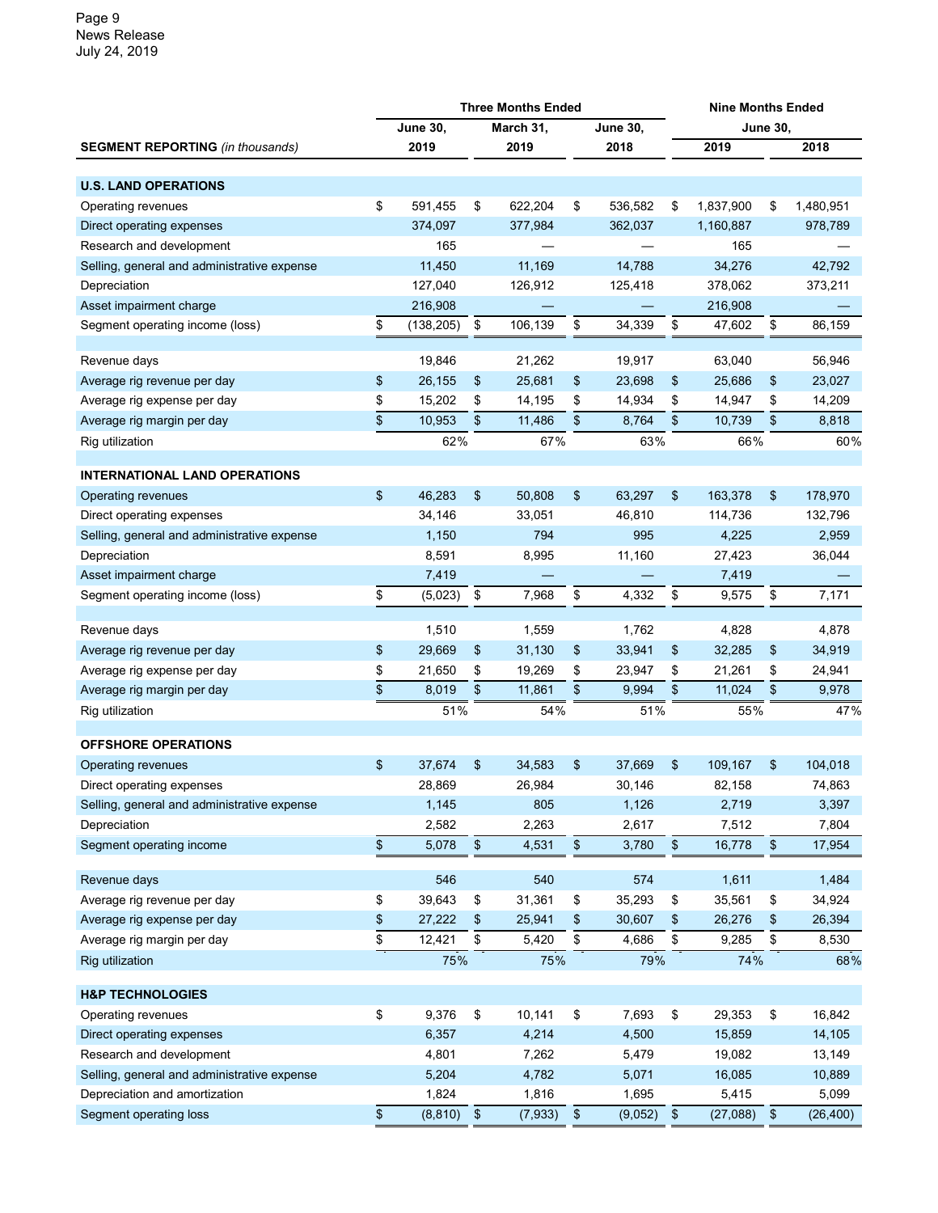| SEGMENT REPORTING *(in thousands)* | Three Months Ended June 30, 2019 | Three Months Ended March 31, 2019 | Three Months Ended June 30, 2018 | Nine Months Ended June 30, 2019 | Nine Months Ended June 30, 2018 |
|---|---|---|---|---|---|
| **U.S. LAND OPERATIONS** | | | | | |
| Operating revenues | $ 591,455 | $ 622,204 | $ 536,582 | $ 1,837,900 | $ 1,480,951 |
| Direct operating expenses | 374,097 | 377,984 | 362,037 | 1,160,887 | 978,789 |
| Research and development | 165 | — | — | 165 | — |
| Selling, general and administrative expense | 11,450 | 11,169 | 14,788 | 34,276 | 42,792 |
| Depreciation | 127,040 | 126,912 | 125,418 | 378,062 | 373,211 |
| Asset impairment charge | 216,908 | — | — | 216,908 | — |
| Segment operating income (loss) | $ (138,205) | $ 106,139 | $ 34,339 | $ 47,602 | $ 86,159 |
| | | | | | |
| Revenue days | 19,846 | 21,262 | 19,917 | 63,040 | 56,946 |
| Average rig revenue per day | $ 26,155 | $ 25,681 | $ 23,698 | $ 25,686 | $ 23,027 |
| Average rig expense per day | $ 15,202 | $ 14,195 | $ 14,934 | $ 14,947 | $ 14,209 |
| Average rig margin per day | $ 10,953 | $ 11,486 | $ 8,764 | $ 10,739 | $ 8,818 |
| Rig utilization | 62% | 67% | 63% | 66% | 60% |
| | | | | | |
| **INTERNATIONAL LAND OPERATIONS** | | | | | |
| Operating revenues | $ 46,283 | $ 50,808 | $ 63,297 | $ 163,378 | $ 178,970 |
| Direct operating expenses | 34,146 | 33,051 | 46,810 | 114,736 | 132,796 |
| Selling, general and administrative expense | 1,150 | 794 | 995 | 4,225 | 2,959 |
| Depreciation | 8,591 | 8,995 | 11,160 | 27,423 | 36,044 |
| Asset impairment charge | 7,419 | — | — | 7,419 | — |
| Segment operating income (loss) | $ (5,023) | $ 7,968 | $ 4,332 | $ 9,575 | $ 7,171 |
| | | | | | |
| Revenue days | 1,510 | 1,559 | 1,762 | 4,828 | 4,878 |
| Average rig revenue per day | $ 29,669 | $ 31,130 | $ 33,941 | $ 32,285 | $ 34,919 |
| Average rig expense per day | $ 21,650 | $ 19,269 | $ 23,947 | $ 21,261 | $ 24,941 |
| Average rig margin per day | $ 8,019 | $ 11,861 | $ 9,994 | $ 11,024 | $ 9,978 |
| Rig utilization | 51% | 54% | 51% | 55% | 47% |
| | | | | | |
| **OFFSHORE OPERATIONS** | | | | | |
| Operating revenues | $ 37,674 | $ 34,583 | $ 37,669 | $ 109,167 | $ 104,018 |
| Direct operating expenses | 28,869 | 26,984 | 30,146 | 82,158 | 74,863 |
| Selling, general and administrative expense | 1,145 | 805 | 1,126 | 2,719 | 3,397 |
| Depreciation | 2,582 | 2,263 | 2,617 | 7,512 | 7,804 |
| Segment operating income | $ 5,078 | $ 4,531 | $ 3,780 | $ 16,778 | $ 17,954 |
| | | | | | |
| Revenue days | 546 | 540 | 574 | 1,611 | 1,484 |
| Average rig revenue per day | $ 39,643 | $ 31,361 | $ 35,293 | $ 35,561 | $ 34,924 |
| Average rig expense per day | $ 27,222 | $ 25,941 | $ 30,607 | $ 26,276 | $ 26,394 |
| Average rig margin per day | $ 12,421 | $ 5,420 | $ 4,686 | $ 9,285 | $ 8,530 |
| Rig utilization | 75% | 75% | 79% | 74% | 68% |
| | | | | | |
| **H&P TECHNOLOGIES** | | | | | |
| Operating revenues | $ 9,376 | $ 10,141 | $ 7,693 | $ 29,353 | $ 16,842 |
| Direct operating expenses | 6,357 | 4,214 | 4,500 | 15,859 | 14,105 |
| Research and development | 4,801 | 7,262 | 5,479 | 19,082 | 13,149 |
| Selling, general and administrative expense | 5,204 | 4,782 | 5,071 | 16,085 | 10,889 |
| Depreciation and amortization | 1,824 | 1,816 | 1,695 | 5,415 | 5,099 |
| Segment operating loss | $ (8,810) | $ (7,933) | $ (9,052) | $ (27,088) | $ (26,400) |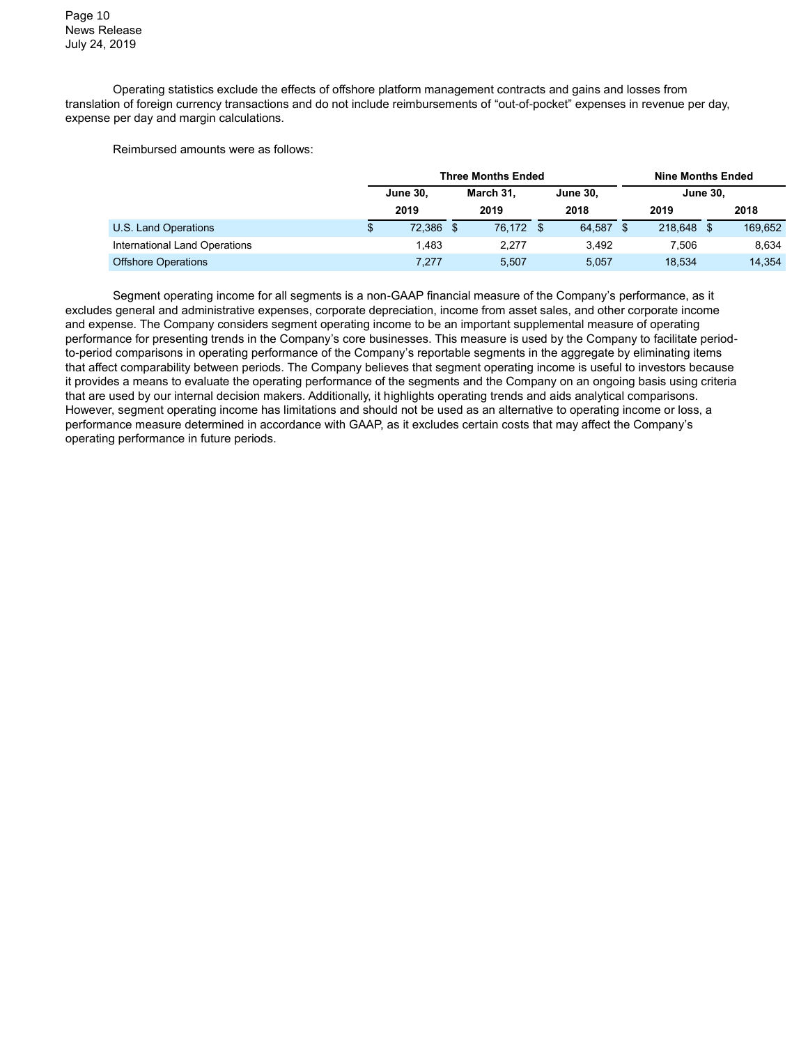Operating statistics exclude the effects of offshore platform management contracts and gains and losses from translation of foreign currency transactions and do not include reimbursements of "out-of-pocket" expenses in revenue per day, expense per day and margin calculations.

Reimbursed amounts were as follows:

| | Three Months Ended | | | Nine Months Ended | |
|---|---|---|---|---|---|
| | June 30, 2019 | March 31, 2019 | June 30, 2018 | June 30, 2019 | June 30, 2018 |
| U.S. Land Operations | $ 72,386 | $ 76,172 | $ 64,587 | $ 218,648 | $ 169,652 |
| International Land Operations | 1,483 | 2,277 | 3,492 | 7,506 | 8,634 |
| Offshore Operations | 7,277 | 5,507 | 5,057 | 18,534 | 14,354 |

Segment operating income for all segments is a non-GAAP financial measure of the Company's performance, as it excludes general and administrative expenses, corporate depreciation, income from asset sales, and other corporate income and expense. The Company considers segment operating income to be an important supplemental measure of operating performance for presenting trends in the Company's core businesses. This measure is used by the Company to facilitate period-to-period comparisons in operating performance of the Company's reportable segments in the aggregate by eliminating items that affect comparability between periods. The Company believes that segment operating income is useful to investors because it provides a means to evaluate the operating performance of the segments and the Company on an ongoing basis using criteria that are used by our internal decision makers. Additionally, it highlights operating trends and aids analytical comparisons. However, segment operating income has limitations and should not be used as an alternative to operating income or loss, a performance measure determined in accordance with GAAP, as it excludes certain costs that may affect the Company's operating performance in future periods.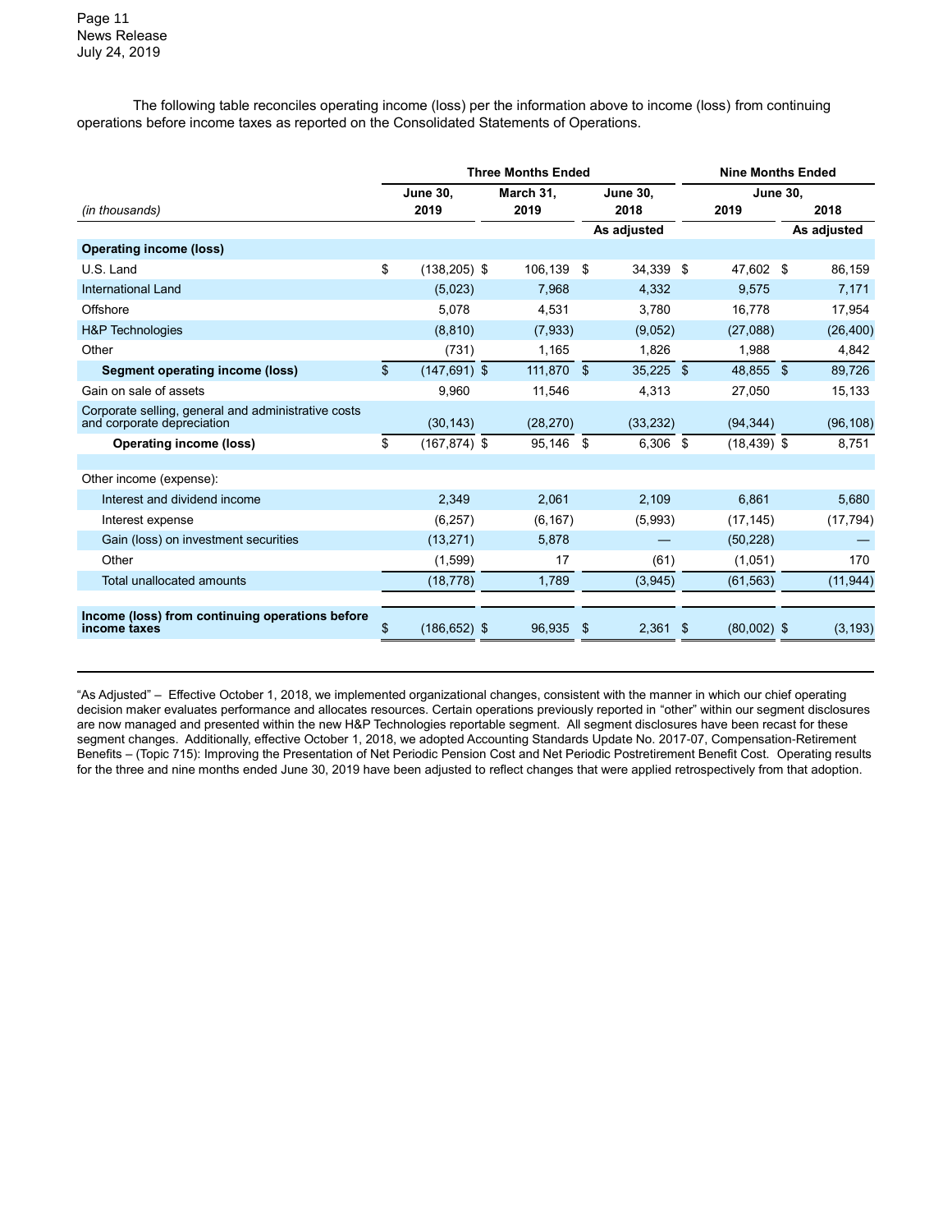The following table reconciles operating income (loss) per the information above to income (loss) from continuing operations before income taxes as reported on the Consolidated Statements of Operations.

| | Three Months Ended | | | Nine Months Ended | |
|---|---|---|---|---|---|
| *(in thousands)* | June 30, 2019 | March 31, 2019 | June 30, 2018 | June 30, 2019 | June 30, 2018 |
| | | | As adjusted | | As adjusted |
| **Operating income (loss)** | | | | | |
| U.S. Land | $ (138,205) | $ 106,139 | $ 34,339 | $ 47,602 | $ 86,159 |
| International Land | (5,023) | 7,968 | 4,332 | 9,575 | 7,171 |
| Offshore | 5,078 | 4,531 | 3,780 | 16,778 | 17,954 |
| H&P Technologies | (8,810) | (7,933) | (9,052) | (27,088) | (26,400) |
| Other | (731) | 1,165 | 1,826 | 1,988 | 4,842 |
| **Segment operating income (loss)** | $ (147,691) | $ 111,870 | $ 35,225 | $ 48,855 | $ 89,726 |
| Gain on sale of assets | 9,960 | 11,546 | 4,313 | 27,050 | 15,133 |
| Corporate selling, general and administrative costs and corporate depreciation | (30,143) | (28,270) | (33,232) | (94,344) | (96,108) |
| **Operating income (loss)** | $ (167,874) | $ 95,146 | $ 6,306 | $ (18,439) | $ 8,751 |
| | | | | | |
| Other income (expense): | | | | | |
| Interest and dividend income | 2,349 | 2,061 | 2,109 | 6,861 | 5,680 |
| Interest expense | (6,257) | (6,167) | (5,993) | (17,145) | (17,794) |
| Gain (loss) on investment securities | (13,271) | 5,878 | — | (50,228) | — |
| Other | (1,599) | 17 | (61) | (1,051) | 170 |
| Total unallocated amounts | (18,778) | 1,789 | (3,945) | (61,563) | (11,944) |
| | | | | | |
| **Income (loss) from continuing operations before income taxes** | $ (186,652) | $ 96,935 | $ 2,361 | $ (80,002) | $ (3,193) |

"As Adjusted" – Effective October 1, 2018, we implemented organizational changes, consistent with the manner in which our chief operating decision maker evaluates performance and allocates resources. Certain operations previously reported in "other" within our segment disclosures are now managed and presented within the new H&P Technologies reportable segment. All segment disclosures have been recast for these segment changes. Additionally, effective October 1, 2018, we adopted Accounting Standards Update No. 2017-07, Compensation-Retirement Benefits – (Topic 715): Improving the Presentation of Net Periodic Pension Cost and Net Periodic Postretirement Benefit Cost. Operating results for the three and nine months ended June 30, 2019 have been adjusted to reflect changes that were applied retrospectively from that adoption.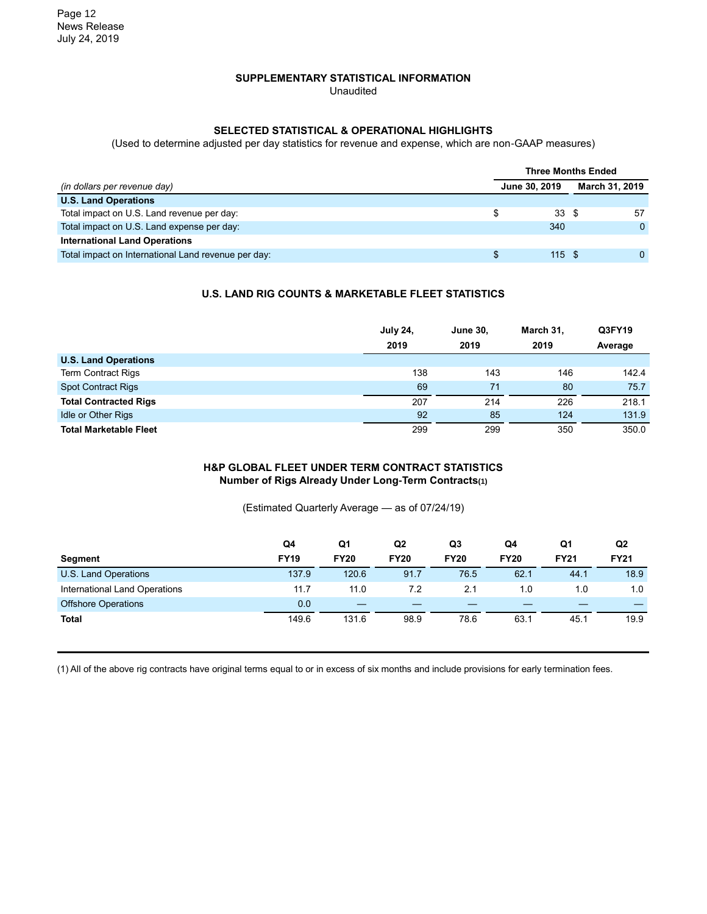## SUPPLEMENTARY STATISTICAL INFORMATION

Unaudited

### SELECTED STATISTICAL & OPERATIONAL HIGHLIGHTS

(Used to determine adjusted per day statistics for revenue and expense, which are non-GAAP measures)

| | Three Months Ended | |
|---|---|---|
| *(in dollars per revenue day)* | June 30, 2019 | March 31, 2019 |
| **U.S. Land Operations** | | |
| Total impact on U.S. Land revenue per day: | $ 33 | $ 57 |
| Total impact on U.S. Land expense per day: | 340 | 0 |
| **International Land Operations** | | |
| Total impact on International Land revenue per day: | $ 115 | $ 0 |

### U.S. LAND RIG COUNTS & MARKETABLE FLEET STATISTICS

| | July 24, 2019 | June 30, 2019 | March 31, 2019 | Q3FY19 Average |
|---|---|---|---|---|
| **U.S. Land Operations** | | | | |
| Term Contract Rigs | 138 | 143 | 146 | 142.4 |
| Spot Contract Rigs | 69 | 71 | 80 | 75.7 |
| **Total Contracted Rigs** | 207 | 214 | 226 | 218.1 |
| Idle or Other Rigs | 92 | 85 | 124 | 131.9 |
| **Total Marketable Fleet** | 299 | 299 | 350 | 350.0 |

### H&P GLOBAL FLEET UNDER TERM CONTRACT STATISTICS

**Number of Rigs Already Under Long-Term Contracts(1)**

(Estimated Quarterly Average — as of 07/24/19)

| Segment | Q4 FY19 | Q1 FY20 | Q2 FY20 | Q3 FY20 | Q4 FY20 | Q1 FY21 | Q2 FY21 |
|---|---|---|---|---|---|---|---|
| U.S. Land Operations | 137.9 | 120.6 | 91.7 | 76.5 | 62.1 | 44.1 | 18.9 |
| International Land Operations | 11.7 | 11.0 | 7.2 | 2.1 | 1.0 | 1.0 | 1.0 |
| Offshore Operations | 0.0 | — | — | — | — | — | — |
| **Total** | 149.6 | 131.6 | 98.9 | 78.6 | 63.1 | 45.1 | 19.9 |

(1) All of the above rig contracts have original terms equal to or in excess of six months and include provisions for early termination fees.